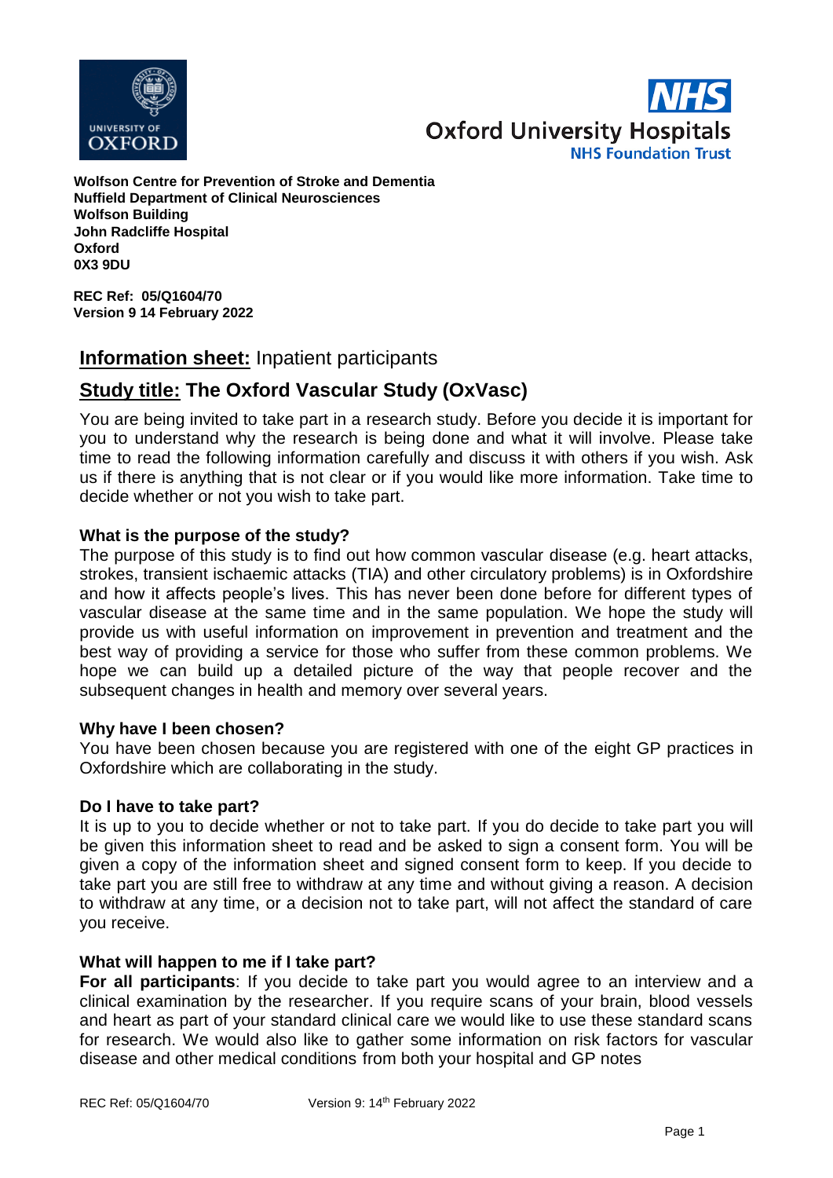**Wolfson Centre for Prevention of Stroke and Dementia**
**Nuffield Department of Clinical Neurosciences**
**Wolfson Building**
**John Radcliffe Hospital**
**Oxford**
**0X3 9DU**

**REC Ref: 05/Q1604/70**
**Version 9 14 February 2022**

## **Information sheet:** Inpatient participants

## **Study title: The Oxford Vascular Study (OxVasc)**

You are being invited to take part in a research study. Before you decide it is important for you to understand why the research is being done and what it will involve. Please take time to read the following information carefully and discuss it with others if you wish. Ask us if there is anything that is not clear or if you would like more information. Take time to decide whether or not you wish to take part.

### What is the purpose of the study?

The purpose of this study is to find out how common vascular disease (e.g. heart attacks, strokes, transient ischaemic attacks (TIA) and other circulatory problems) is in Oxfordshire and how it affects people's lives. This has never been done before for different types of vascular disease at the same time and in the same population. We hope the study will provide us with useful information on improvement in prevention and treatment and the best way of providing a service for those who suffer from these common problems. We hope we can build up a detailed picture of the way that people recover and the subsequent changes in health and memory over several years.

### Why have I been chosen?

You have been chosen because you are registered with one of the eight GP practices in Oxfordshire which are collaborating in the study.

### Do I have to take part?

It is up to you to decide whether or not to take part. If you do decide to take part you will be given this information sheet to read and be asked to sign a consent form. You will be given a copy of the information sheet and signed consent form to keep. If you decide to take part you are still free to withdraw at any time and without giving a reason. A decision to withdraw at any time, or a decision not to take part, will not affect the standard of care you receive.

### What will happen to me if I take part?

**For all participants**: If you decide to take part you would agree to an interview and a clinical examination by the researcher. If you require scans of your brain, blood vessels and heart as part of your standard clinical care we would like to use these standard scans for research. We would also like to gather some information on risk factors for vascular disease and other medical conditions from both your hospital and GP notes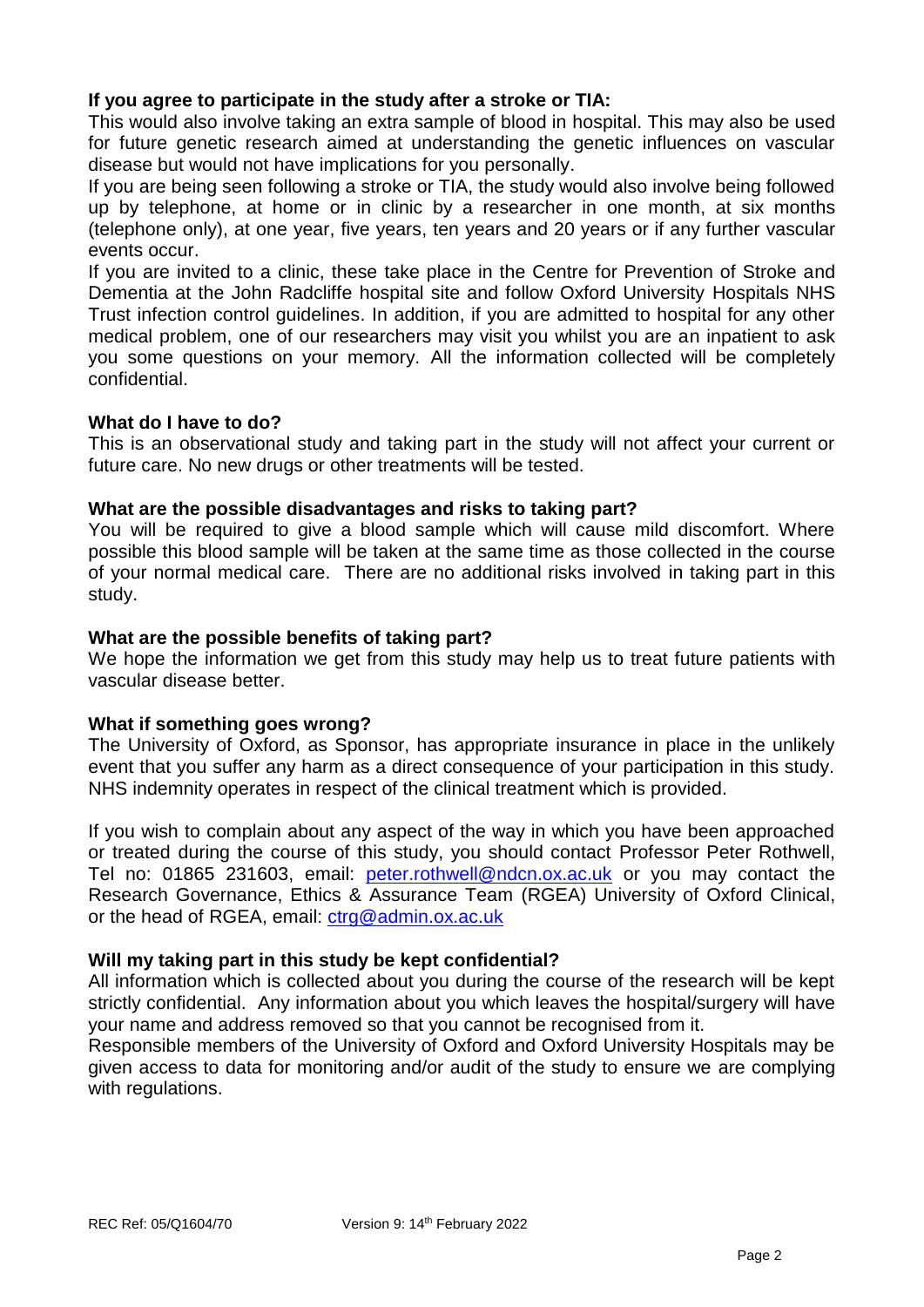**If you agree to participate in the study after a stroke or TIA:**

This would also involve taking an extra sample of blood in hospital. This may also be used for future genetic research aimed at understanding the genetic influences on vascular disease but would not have implications for you personally.

If you are being seen following a stroke or TIA, the study would also involve being followed up by telephone, at home or in clinic by a researcher in one month, at six months (telephone only), at one year, five years, ten years and 20 years or if any further vascular events occur.

If you are invited to a clinic, these take place in the Centre for Prevention of Stroke and Dementia at the John Radcliffe hospital site and follow Oxford University Hospitals NHS Trust infection control guidelines. In addition, if you are admitted to hospital for any other medical problem, one of our researchers may visit you whilst you are an inpatient to ask you some questions on your memory. All the information collected will be completely confidential.

**What do I have to do?**

This is an observational study and taking part in the study will not affect your current or future care. No new drugs or other treatments will be tested.

**What are the possible disadvantages and risks to taking part?**

You will be required to give a blood sample which will cause mild discomfort. Where possible this blood sample will be taken at the same time as those collected in the course of your normal medical care. There are no additional risks involved in taking part in this study.

**What are the possible benefits of taking part?**

We hope the information we get from this study may help us to treat future patients with vascular disease better.

**What if something goes wrong?**

The University of Oxford, as Sponsor, has appropriate insurance in place in the unlikely event that you suffer any harm as a direct consequence of your participation in this study. NHS indemnity operates in respect of the clinical treatment which is provided.

If you wish to complain about any aspect of the way in which you have been approached or treated during the course of this study, you should contact Professor Peter Rothwell, Tel no: 01865 231603, email: peter.rothwell@ndcn.ox.ac.uk or you may contact the Research Governance, Ethics & Assurance Team (RGEA) University of Oxford Clinical, or the head of RGEA, email: ctrg@admin.ox.ac.uk

**Will my taking part in this study be kept confidential?**

All information which is collected about you during the course of the research will be kept strictly confidential. Any information about you which leaves the hospital/surgery will have your name and address removed so that you cannot be recognised from it.

Responsible members of the University of Oxford and Oxford University Hospitals may be given access to data for monitoring and/or audit of the study to ensure we are complying with regulations.

REC Ref: 05/Q1604/70 Version 9: 14th February 2022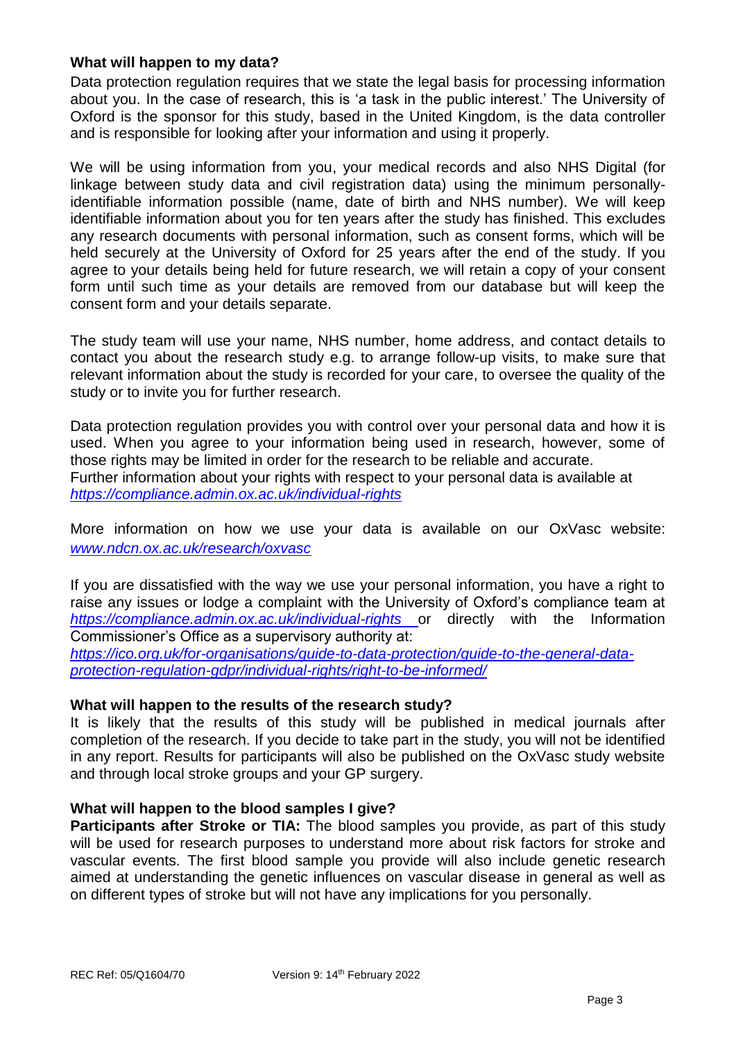### What will happen to my data?

Data protection regulation requires that we state the legal basis for processing information about you. In the case of research, this is 'a task in the public interest.' The University of Oxford is the sponsor for this study, based in the United Kingdom, is the data controller and is responsible for looking after your information and using it properly.

We will be using information from you, your medical records and also NHS Digital (for linkage between study data and civil registration data) using the minimum personally-identifiable information possible (name, date of birth and NHS number). We will keep identifiable information about you for ten years after the study has finished. This excludes any research documents with personal information, such as consent forms, which will be held securely at the University of Oxford for 25 years after the end of the study. If you agree to your details being held for future research, we will retain a copy of your consent form until such time as your details are removed from our database but will keep the consent form and your details separate.

The study team will use your name, NHS number, home address, and contact details to contact you about the research study e.g. to arrange follow-up visits, to make sure that relevant information about the study is recorded for your care, to oversee the quality of the study or to invite you for further research.

Data protection regulation provides you with control over your personal data and how it is used. When you agree to your information being used in research, however, some of those rights may be limited in order for the research to be reliable and accurate.
Further information about your rights with respect to your personal data is available at *https://compliance.admin.ox.ac.uk/individual-rights*

More information on how we use your data is available on our OxVasc website: *www.ndcn.ox.ac.uk/research/oxvasc*

If you are dissatisfied with the way we use your personal information, you have a right to raise any issues or lodge a complaint with the University of Oxford's compliance team at *https://compliance.admin.ox.ac.uk/individual-rights* or directly with the Information Commissioner's Office as a supervisory authority at:
*https://ico.org.uk/for-organisations/guide-to-data-protection/guide-to-the-general-data-protection-regulation-gdpr/individual-rights/right-to-be-informed/*

### What will happen to the results of the research study?

It is likely that the results of this study will be published in medical journals after completion of the research. If you decide to take part in the study, you will not be identified in any report. Results for participants will also be published on the OxVasc study website and through local stroke groups and your GP surgery.

### What will happen to the blood samples I give?

**Participants after Stroke or TIA:** The blood samples you provide, as part of this study will be used for research purposes to understand more about risk factors for stroke and vascular events. The first blood sample you provide will also include genetic research aimed at understanding the genetic influences on vascular disease in general as well as on different types of stroke but will not have any implications for you personally.

REC Ref: 05/Q1604/70 Version 9: 14th February 2022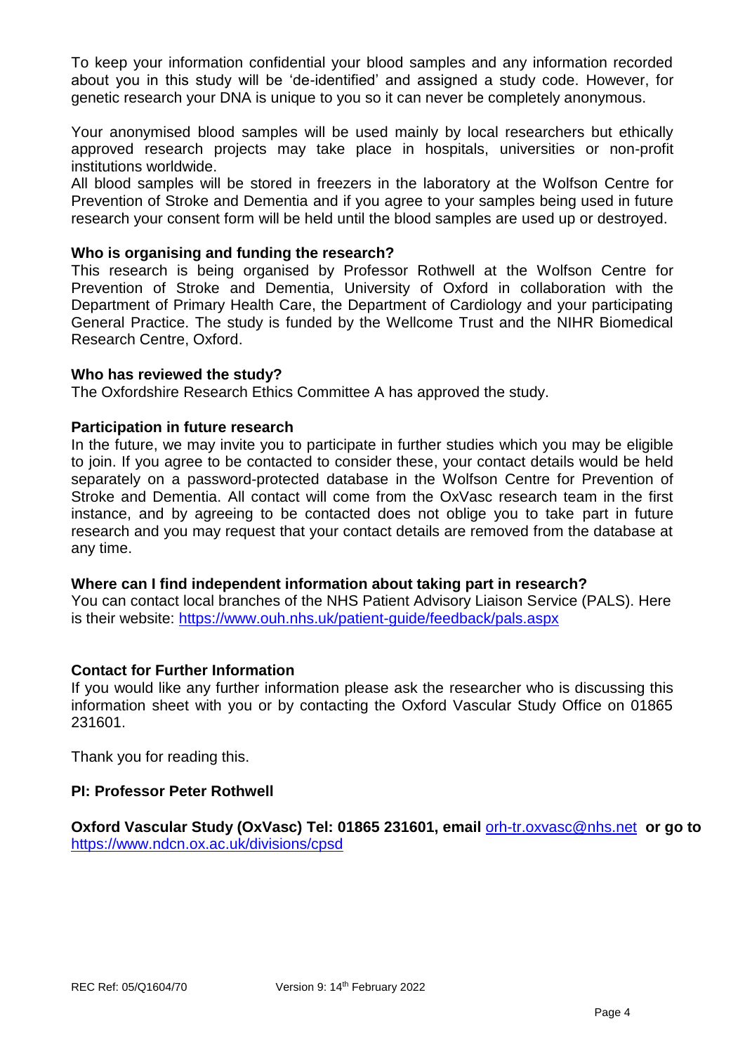To keep your information confidential your blood samples and any information recorded about you in this study will be 'de-identified' and assigned a study code. However, for genetic research your DNA is unique to you so it can never be completely anonymous.

Your anonymised blood samples will be used mainly by local researchers but ethically approved research projects may take place in hospitals, universities or non-profit institutions worldwide.
All blood samples will be stored in freezers in the laboratory at the Wolfson Centre for Prevention of Stroke and Dementia and if you agree to your samples being used in future research your consent form will be held until the blood samples are used up or destroyed.

**Who is organising and funding the research?**
This research is being organised by Professor Rothwell at the Wolfson Centre for Prevention of Stroke and Dementia, University of Oxford in collaboration with the Department of Primary Health Care, the Department of Cardiology and your participating General Practice. The study is funded by the Wellcome Trust and the NIHR Biomedical Research Centre, Oxford.

**Who has reviewed the study?**
The Oxfordshire Research Ethics Committee A has approved the study.

**Participation in future research**
In the future, we may invite you to participate in further studies which you may be eligible to join. If you agree to be contacted to consider these, your contact details would be held separately on a password-protected database in the Wolfson Centre for Prevention of Stroke and Dementia. All contact will come from the OxVasc research team in the first instance, and by agreeing to be contacted does not oblige you to take part in future research and you may request that your contact details are removed from the database at any time.

**Where can I find independent information about taking part in research?**
You can contact local branches of the NHS Patient Advisory Liaison Service (PALS). Here is their website: https://www.ouh.nhs.uk/patient-guide/feedback/pals.aspx

**Contact for Further Information**
If you would like any further information please ask the researcher who is discussing this information sheet with you or by contacting the Oxford Vascular Study Office on 01865 231601.

Thank you for reading this.

**PI: Professor Peter Rothwell**

**Oxford Vascular Study (OxVasc) Tel: 01865 231601, email** orh-tr.oxvasc@nhs.net **or go to** https://www.ndcn.ox.ac.uk/divisions/cpsd

REC Ref: 05/Q1604/70 Version 9: 14th February 2022